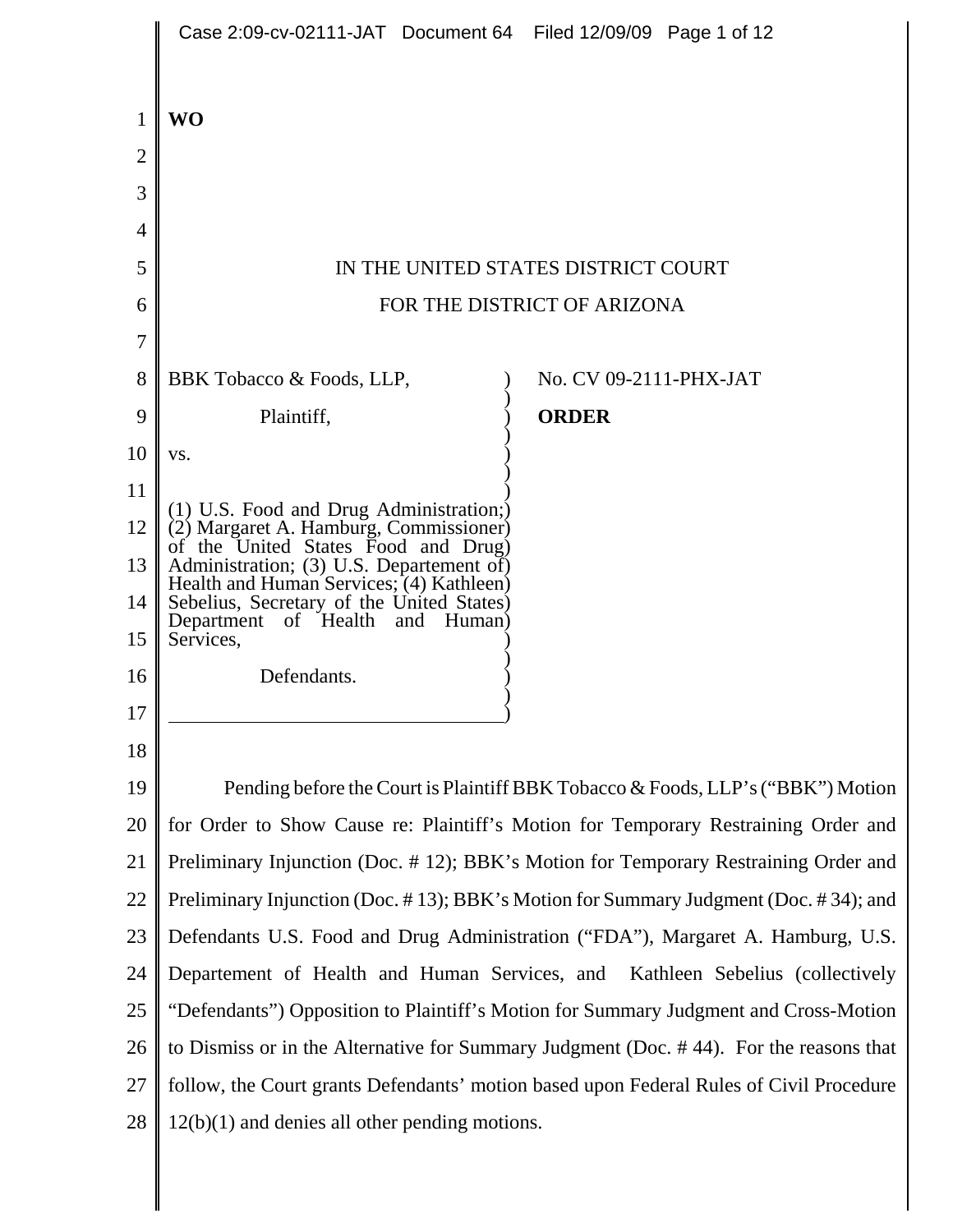**WO**

IN THE UNITED STATES DISTRICT COURT

FOR THE DISTRICT OF ARIZONA

BBK Tobacco & Foods, LLP,

Plaintiff,

vs.

(1) U.S. Food and Drug Administration; (2) Margaret A. Hamburg, Commissioner of the United States Food and Drug Administration; (3) U.S. Departement of Health and Human Services; (4) Kathleen Sebelius, Secretary of the United States Department of Health and Human Services,

Defendants.

No. CV 09-2111-PHX-JAT

**ORDER**

Pending before the Court is Plaintiff BBK Tobacco & Foods, LLP's ("BBK") Motion for Order to Show Cause re: Plaintiff's Motion for Temporary Restraining Order and Preliminary Injunction (Doc. # 12); BBK's Motion for Temporary Restraining Order and Preliminary Injunction (Doc. # 13); BBK's Motion for Summary Judgment (Doc. # 34); and Defendants U.S. Food and Drug Administration ("FDA"), Margaret A. Hamburg, U.S. Departement of Health and Human Services, and Kathleen Sebelius (collectively "Defendants") Opposition to Plaintiff's Motion for Summary Judgment and Cross-Motion to Dismiss or in the Alternative for Summary Judgment (Doc. # 44). For the reasons that follow, the Court grants Defendants' motion based upon Federal Rules of Civil Procedure 12(b)(1) and denies all other pending motions.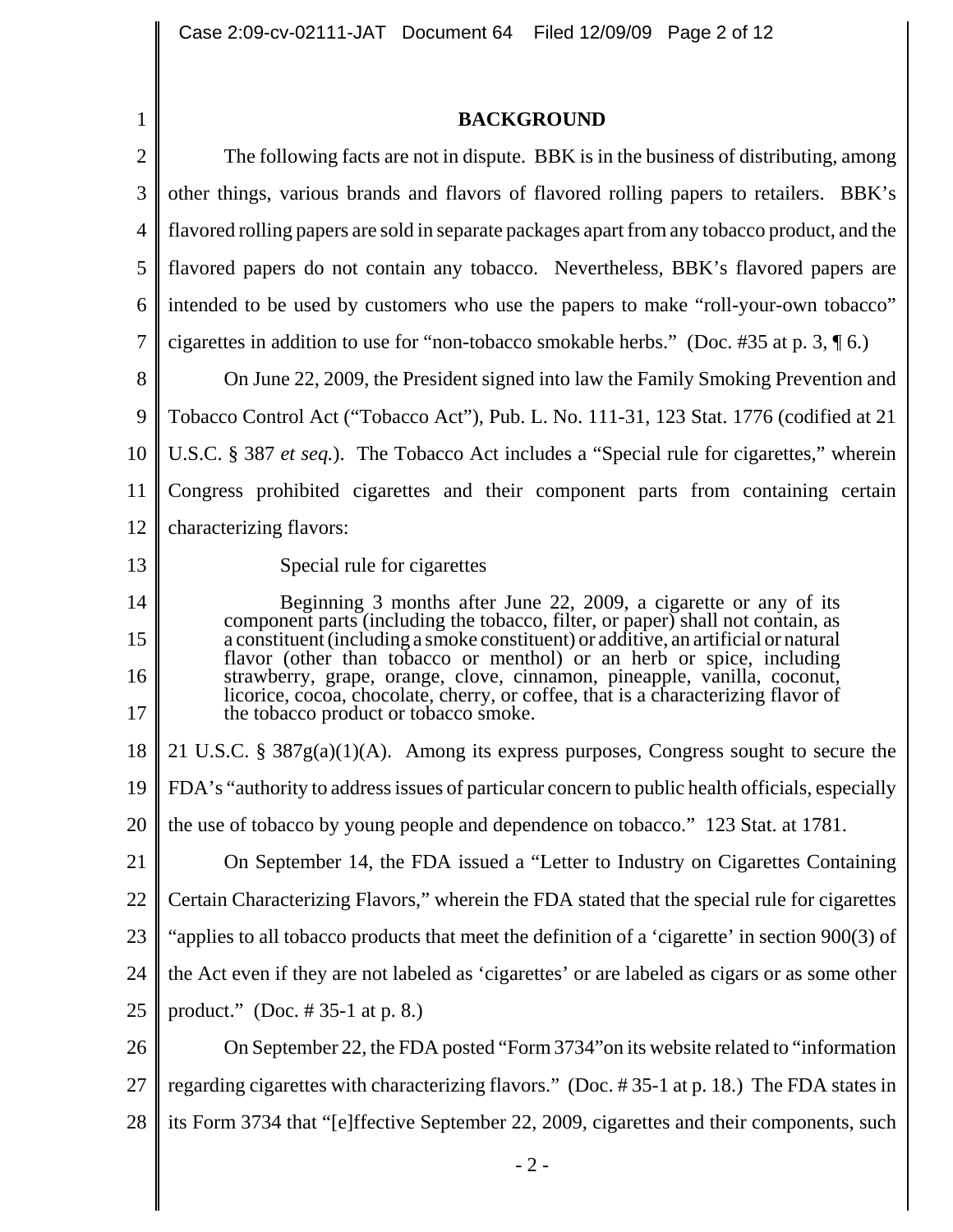## BACKGROUND

The following facts are not in dispute. BBK is in the business of distributing, among other things, various brands and flavors of flavored rolling papers to retailers. BBK's flavored rolling papers are sold in separate packages apart from any tobacco product, and the flavored papers do not contain any tobacco. Nevertheless, BBK's flavored papers are intended to be used by customers who use the papers to make "roll-your-own tobacco" cigarettes in addition to use for "non-tobacco smokable herbs." (Doc. #35 at p. 3, ¶ 6.)

On June 22, 2009, the President signed into law the Family Smoking Prevention and Tobacco Control Act ("Tobacco Act"), Pub. L. No. 111-31, 123 Stat. 1776 (codified at 21 U.S.C. § 387 *et seq.*). The Tobacco Act includes a "Special rule for cigarettes," wherein Congress prohibited cigarettes and their component parts from containing certain characterizing flavors:

> Special rule for cigarettes
>
> Beginning 3 months after June 22, 2009, a cigarette or any of its component parts (including the tobacco, filter, or paper) shall not contain, as a constituent (including a smoke constituent) or additive, an artificial or natural flavor (other than tobacco or menthol) or an herb or spice, including strawberry, grape, orange, clove, cinnamon, pineapple, vanilla, coconut, licorice, cocoa, chocolate, cherry, or coffee, that is a characterizing flavor of the tobacco product or tobacco smoke.

21 U.S.C. § 387g(a)(1)(A). Among its express purposes, Congress sought to secure the FDA's "authority to address issues of particular concern to public health officials, especially the use of tobacco by young people and dependence on tobacco." 123 Stat. at 1781.

On September 14, the FDA issued a "Letter to Industry on Cigarettes Containing Certain Characterizing Flavors," wherein the FDA stated that the special rule for cigarettes "applies to all tobacco products that meet the definition of a 'cigarette' in section 900(3) of the Act even if they are not labeled as 'cigarettes' or are labeled as cigars or as some other product." (Doc. # 35-1 at p. 8.)

On September 22, the FDA posted "Form 3734"on its website related to "information regarding cigarettes with characterizing flavors." (Doc. # 35-1 at p. 18.) The FDA states in its Form 3734 that "[e]ffective September 22, 2009, cigarettes and their components, such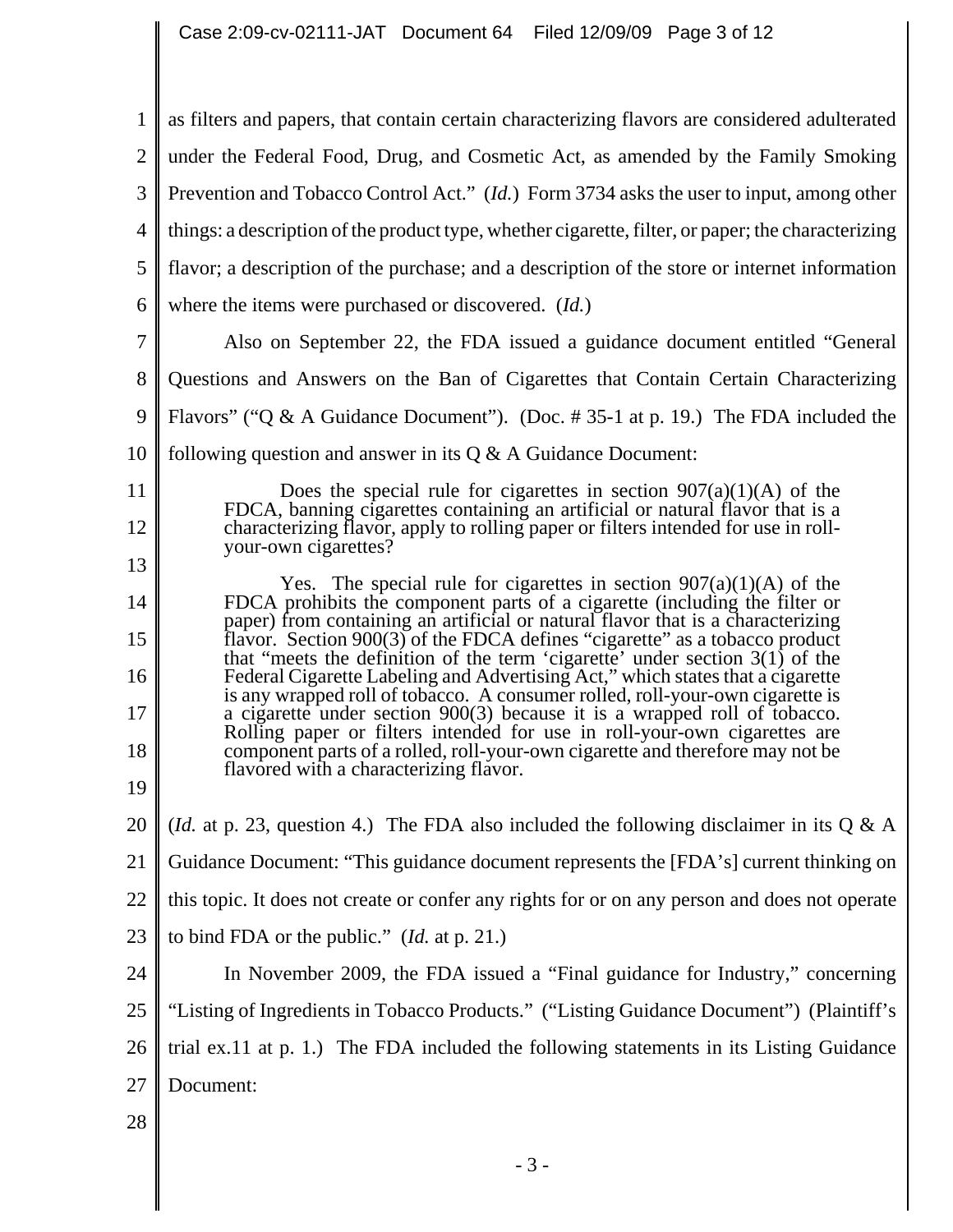as filters and papers, that contain certain characterizing flavors are considered adulterated under the Federal Food, Drug, and Cosmetic Act, as amended by the Family Smoking Prevention and Tobacco Control Act." (*Id.*) Form 3734 asks the user to input, among other things: a description of the product type, whether cigarette, filter, or paper; the characterizing flavor; a description of the purchase; and a description of the store or internet information where the items were purchased or discovered. (*Id.*)

Also on September 22, the FDA issued a guidance document entitled "General Questions and Answers on the Ban of Cigarettes that Contain Certain Characterizing Flavors" ("Q & A Guidance Document"). (Doc. # 35-1 at p. 19.) The FDA included the following question and answer in its Q & A Guidance Document:

> Does the special rule for cigarettes in section 907(a)(1)(A) of the FDCA, banning cigarettes containing an artificial or natural flavor that is a characterizing flavor, apply to rolling paper or filters intended for use in roll-your-own cigarettes?
>
> Yes. The special rule for cigarettes in section 907(a)(1)(A) of the FDCA prohibits the component parts of a cigarette (including the filter or paper) from containing an artificial or natural flavor that is a characterizing flavor. Section 900(3) of the FDCA defines "cigarette" as a tobacco product that "meets the definition of the term 'cigarette' under section 3(1) of the Federal Cigarette Labeling and Advertising Act," which states that a cigarette is any wrapped roll of tobacco. A consumer rolled, roll-your-own cigarette is a cigarette under section 900(3) because it is a wrapped roll of tobacco. Rolling paper or filters intended for use in roll-your-own cigarettes are component parts of a rolled, roll-your-own cigarette and therefore may not be flavored with a characterizing flavor.

(*Id.* at p. 23, question 4.) The FDA also included the following disclaimer in its Q & A Guidance Document: "This guidance document represents the [FDA's] current thinking on this topic. It does not create or confer any rights for or on any person and does not operate to bind FDA or the public." (*Id.* at p. 21.)

In November 2009, the FDA issued a "Final guidance for Industry," concerning "Listing of Ingredients in Tobacco Products." ("Listing Guidance Document") (Plaintiff's trial ex.11 at p. 1.) The FDA included the following statements in its Listing Guidance Document: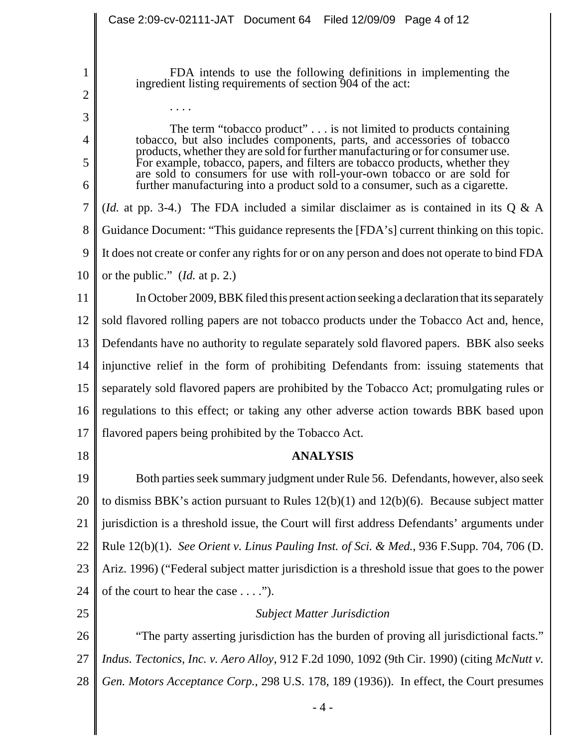> FDA intends to use the following definitions in implementing the ingredient listing requirements of section 904 of the act:
>
> . . . .
>
> The term "tobacco product" . . . is not limited to products containing tobacco, but also includes components, parts, and accessories of tobacco products, whether they are sold for further manufacturing or for consumer use. For example, tobacco, papers, and filters are tobacco products, whether they are sold to consumers for use with roll-your-own tobacco or are sold for further manufacturing into a product sold to a consumer, such as a cigarette.

(*Id.* at pp. 3-4.) The FDA included a similar disclaimer as is contained in its Q & A Guidance Document: "This guidance represents the [FDA's] current thinking on this topic. It does not create or confer any rights for or on any person and does not operate to bind FDA or the public." (*Id.* at p. 2.)

In October 2009, BBK filed this present action seeking a declaration that its separately sold flavored rolling papers are not tobacco products under the Tobacco Act and, hence, Defendants have no authority to regulate separately sold flavored papers. BBK also seeks injunctive relief in the form of prohibiting Defendants from: issuing statements that separately sold flavored papers are prohibited by the Tobacco Act; promulgating rules or regulations to this effect; or taking any other adverse action towards BBK based upon flavored papers being prohibited by the Tobacco Act.

## ANALYSIS

Both parties seek summary judgment under Rule 56. Defendants, however, also seek to dismiss BBK's action pursuant to Rules 12(b)(1) and 12(b)(6). Because subject matter jurisdiction is a threshold issue, the Court will first address Defendants' arguments under Rule 12(b)(1). *See Orient v. Linus Pauling Inst. of Sci. & Med.*, 936 F.Supp. 704, 706 (D. Ariz. 1996) ("Federal subject matter jurisdiction is a threshold issue that goes to the power of the court to hear the case . . . .").

### *Subject Matter Jurisdiction*

"The party asserting jurisdiction has the burden of proving all jurisdictional facts." *Indus. Tectonics, Inc. v. Aero Alloy*, 912 F.2d 1090, 1092 (9th Cir. 1990) (citing *McNutt v. Gen. Motors Acceptance Corp.*, 298 U.S. 178, 189 (1936)). In effect, the Court presumes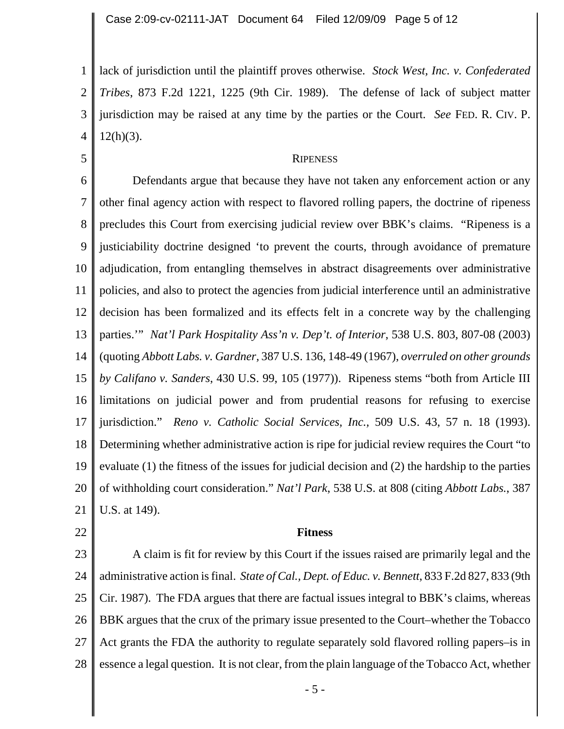lack of jurisdiction until the plaintiff proves otherwise. *Stock West, Inc. v. Confederated Tribes*, 873 F.2d 1221, 1225 (9th Cir. 1989). The defense of lack of subject matter jurisdiction may be raised at any time by the parties or the Court. *See* FED. R. CIV. P. 12(h)(3).

## RIPENESS

Defendants argue that because they have not taken any enforcement action or any other final agency action with respect to flavored rolling papers, the doctrine of ripeness precludes this Court from exercising judicial review over BBK's claims. "Ripeness is a justiciability doctrine designed 'to prevent the courts, through avoidance of premature adjudication, from entangling themselves in abstract disagreements over administrative policies, and also to protect the agencies from judicial interference until an administrative decision has been formalized and its effects felt in a concrete way by the challenging parties.'" *Nat'l Park Hospitality Ass'n v. Dep't. of Interior*, 538 U.S. 803, 807-08 (2003) (quoting *Abbott Labs. v. Gardner*, 387 U.S. 136, 148-49 (1967), *overruled on other grounds by Califano v. Sanders*, 430 U.S. 99, 105 (1977)). Ripeness stems "both from Article III limitations on judicial power and from prudential reasons for refusing to exercise jurisdiction." *Reno v. Catholic Social Services, Inc.*, 509 U.S. 43, 57 n. 18 (1993). Determining whether administrative action is ripe for judicial review requires the Court "to evaluate (1) the fitness of the issues for judicial decision and (2) the hardship to the parties of withholding court consideration." *Nat'l Park*, 538 U.S. at 808 (citing *Abbott Labs.*, 387 U.S. at 149).

### Fitness

A claim is fit for review by this Court if the issues raised are primarily legal and the administrative action is final. *State of Cal., Dept. of Educ. v. Bennett*, 833 F.2d 827, 833 (9th Cir. 1987). The FDA argues that there are factual issues integral to BBK's claims, whereas BBK argues that the crux of the primary issue presented to the Court–whether the Tobacco Act grants the FDA the authority to regulate separately sold flavored rolling papers–is in essence a legal question. It is not clear, from the plain language of the Tobacco Act, whether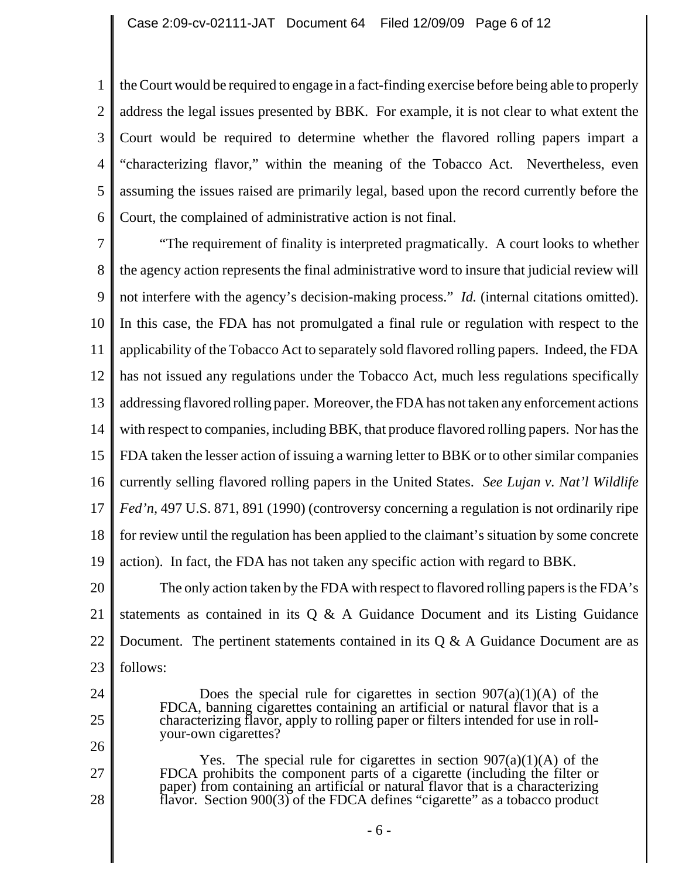the Court would be required to engage in a fact-finding exercise before being able to properly address the legal issues presented by BBK. For example, it is not clear to what extent the Court would be required to determine whether the flavored rolling papers impart a "characterizing flavor," within the meaning of the Tobacco Act. Nevertheless, even assuming the issues raised are primarily legal, based upon the record currently before the Court, the complained of administrative action is not final.

"The requirement of finality is interpreted pragmatically. A court looks to whether the agency action represents the final administrative word to insure that judicial review will not interfere with the agency's decision-making process." *Id.* (internal citations omitted). In this case, the FDA has not promulgated a final rule or regulation with respect to the applicability of the Tobacco Act to separately sold flavored rolling papers. Indeed, the FDA has not issued any regulations under the Tobacco Act, much less regulations specifically addressing flavored rolling paper. Moreover, the FDA has not taken any enforcement actions with respect to companies, including BBK, that produce flavored rolling papers. Nor has the FDA taken the lesser action of issuing a warning letter to BBK or to other similar companies currently selling flavored rolling papers in the United States. *See Lujan v. Nat'l Wildlife Fed'n*, 497 U.S. 871, 891 (1990) (controversy concerning a regulation is not ordinarily ripe for review until the regulation has been applied to the claimant's situation by some concrete action). In fact, the FDA has not taken any specific action with regard to BBK.

The only action taken by the FDA with respect to flavored rolling papers is the FDA's statements as contained in its Q & A Guidance Document and its Listing Guidance Document. The pertinent statements contained in its Q & A Guidance Document are as follows:

> Does the special rule for cigarettes in section 907(a)(1)(A) of the FDCA, banning cigarettes containing an artificial or natural flavor that is a characterizing flavor, apply to rolling paper or filters intended for use in roll-your-own cigarettes?
>
> Yes. The special rule for cigarettes in section 907(a)(1)(A) of the FDCA prohibits the component parts of a cigarette (including the filter or paper) from containing an artificial or natural flavor that is a characterizing flavor. Section 900(3) of the FDCA defines "cigarette" as a tobacco product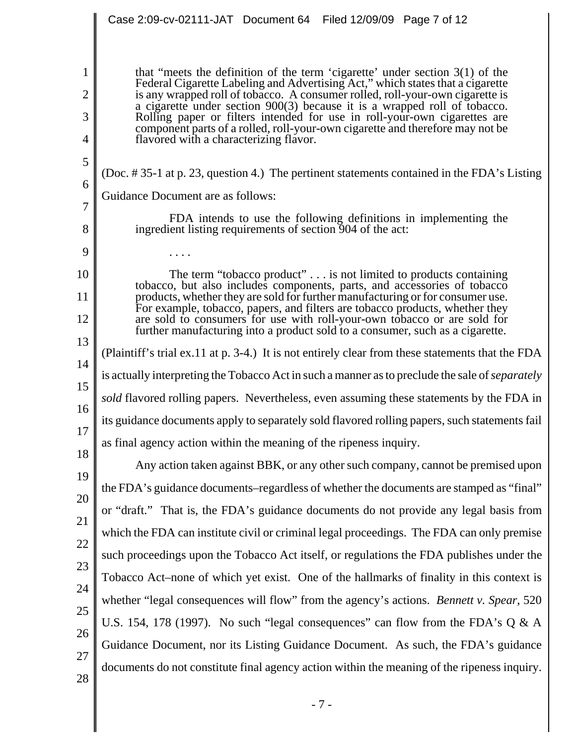> that "meets the definition of the term 'cigarette' under section 3(1) of the Federal Cigarette Labeling and Advertising Act," which states that a cigarette is any wrapped roll of tobacco. A consumer rolled, roll-your-own cigarette is a cigarette under section 900(3) because it is a wrapped roll of tobacco. Rolling paper or filters intended for use in roll-your-own cigarettes are component parts of a rolled, roll-your-own cigarette and therefore may not be flavored with a characterizing flavor.

(Doc. # 35-1 at p. 23, question 4.) The pertinent statements contained in the FDA's Listing Guidance Document are as follows:

> FDA intends to use the following definitions in implementing the ingredient listing requirements of section 904 of the act:
>
> . . . .
>
> The term "tobacco product" . . . is not limited to products containing tobacco, but also includes components, parts, and accessories of tobacco products, whether they are sold for further manufacturing or for consumer use. For example, tobacco, papers, and filters are tobacco products, whether they are sold to consumers for use with roll-your-own tobacco or are sold for further manufacturing into a product sold to a consumer, such as a cigarette.

(Plaintiff's trial ex.11 at p. 3-4.) It is not entirely clear from these statements that the FDA is actually interpreting the Tobacco Act in such a manner as to preclude the sale of *separately sold* flavored rolling papers. Nevertheless, even assuming these statements by the FDA in its guidance documents apply to separately sold flavored rolling papers, such statements fail as final agency action within the meaning of the ripeness inquiry.

Any action taken against BBK, or any other such company, cannot be premised upon the FDA's guidance documents–regardless of whether the documents are stamped as "final" or "draft." That is, the FDA's guidance documents do not provide any legal basis from which the FDA can institute civil or criminal legal proceedings. The FDA can only premise such proceedings upon the Tobacco Act itself, or regulations the FDA publishes under the Tobacco Act–none of which yet exist. One of the hallmarks of finality in this context is whether "legal consequences will flow" from the agency's actions. *Bennett v. Spear*, 520 U.S. 154, 178 (1997). No such "legal consequences" can flow from the FDA's Q & A Guidance Document, nor its Listing Guidance Document. As such, the FDA's guidance documents do not constitute final agency action within the meaning of the ripeness inquiry.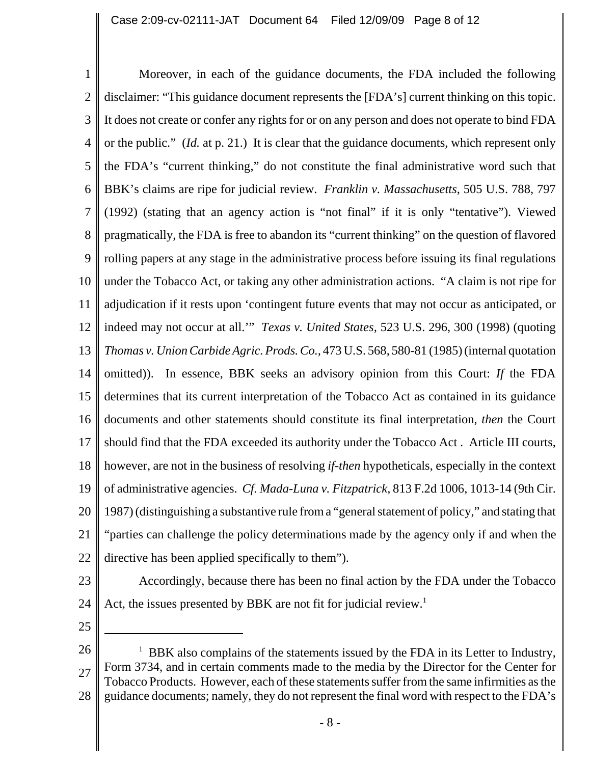Moreover, in each of the guidance documents, the FDA included the following disclaimer: "This guidance document represents the [FDA's] current thinking on this topic. It does not create or confer any rights for or on any person and does not operate to bind FDA or the public." (*Id.* at p. 21.) It is clear that the guidance documents, which represent only the FDA's "current thinking," do not constitute the final administrative word such that BBK's claims are ripe for judicial review. *Franklin v. Massachusetts*, 505 U.S. 788, 797 (1992) (stating that an agency action is "not final" if it is only "tentative"). Viewed pragmatically, the FDA is free to abandon its "current thinking" on the question of flavored rolling papers at any stage in the administrative process before issuing its final regulations under the Tobacco Act, or taking any other administration actions. "A claim is not ripe for adjudication if it rests upon 'contingent future events that may not occur as anticipated, or indeed may not occur at all.'" *Texas v. United States,* 523 U.S. 296, 300 (1998) (quoting *Thomas v. Union Carbide Agric. Prods. Co.,* 473 U.S. 568, 580-81 (1985) (internal quotation omitted)). In essence, BBK seeks an advisory opinion from this Court: *If* the FDA determines that its current interpretation of the Tobacco Act as contained in its guidance documents and other statements should constitute its final interpretation, *then* the Court should find that the FDA exceeded its authority under the Tobacco Act . Article III courts, however, are not in the business of resolving *if-then* hypotheticals, especially in the context of administrative agencies. *Cf. Mada-Luna v. Fitzpatrick,* 813 F.2d 1006, 1013-14 (9th Cir. 1987) (distinguishing a substantive rule from a "general statement of policy," and stating that "parties can challenge the policy determinations made by the agency only if and when the directive has been applied specifically to them").

Accordingly, because there has been no final action by the FDA under the Tobacco Act, the issues presented by BBK are not fit for judicial review.[1]

---

[1] BBK also complains of the statements issued by the FDA in its Letter to Industry, Form 3734, and in certain comments made to the media by the Director for the Center for Tobacco Products. However, each of these statements suffer from the same infirmities as the guidance documents; namely, they do not represent the final word with respect to the FDA's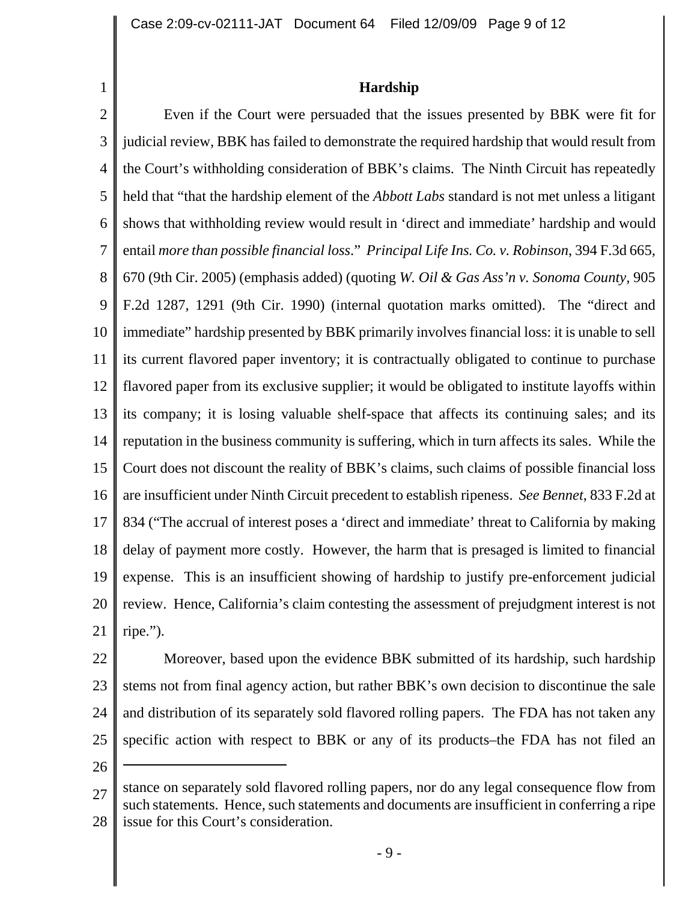**Hardship**

Even if the Court were persuaded that the issues presented by BBK were fit for judicial review, BBK has failed to demonstrate the required hardship that would result from the Court's withholding consideration of BBK's claims. The Ninth Circuit has repeatedly held that "that the hardship element of the *Abbott Labs* standard is not met unless a litigant shows that withholding review would result in 'direct and immediate' hardship and would entail *more than possible financial loss*." *Principal Life Ins. Co. v. Robinson*, 394 F.3d 665, 670 (9th Cir. 2005) (emphasis added) (quoting *W. Oil & Gas Ass'n v. Sonoma County*, 905 F.2d 1287, 1291 (9th Cir. 1990) (internal quotation marks omitted). The "direct and immediate" hardship presented by BBK primarily involves financial loss: it is unable to sell its current flavored paper inventory; it is contractually obligated to continue to purchase flavored paper from its exclusive supplier; it would be obligated to institute layoffs within its company; it is losing valuable shelf-space that affects its continuing sales; and its reputation in the business community is suffering, which in turn affects its sales. While the Court does not discount the reality of BBK's claims, such claims of possible financial loss are insufficient under Ninth Circuit precedent to establish ripeness. *See Bennet*, 833 F.2d at 834 ("The accrual of interest poses a 'direct and immediate' threat to California by making delay of payment more costly. However, the harm that is presaged is limited to financial expense. This is an insufficient showing of hardship to justify pre-enforcement judicial review. Hence, California's claim contesting the assessment of prejudgment interest is not ripe.").

Moreover, based upon the evidence BBK submitted of its hardship, such hardship stems not from final agency action, but rather BBK's own decision to discontinue the sale and distribution of its separately sold flavored rolling papers. The FDA has not taken any specific action with respect to BBK or any of its products–the FDA has not filed an

---

stance on separately sold flavored rolling papers, nor do any legal consequence flow from such statements. Hence, such statements and documents are insufficient in conferring a ripe issue for this Court's consideration.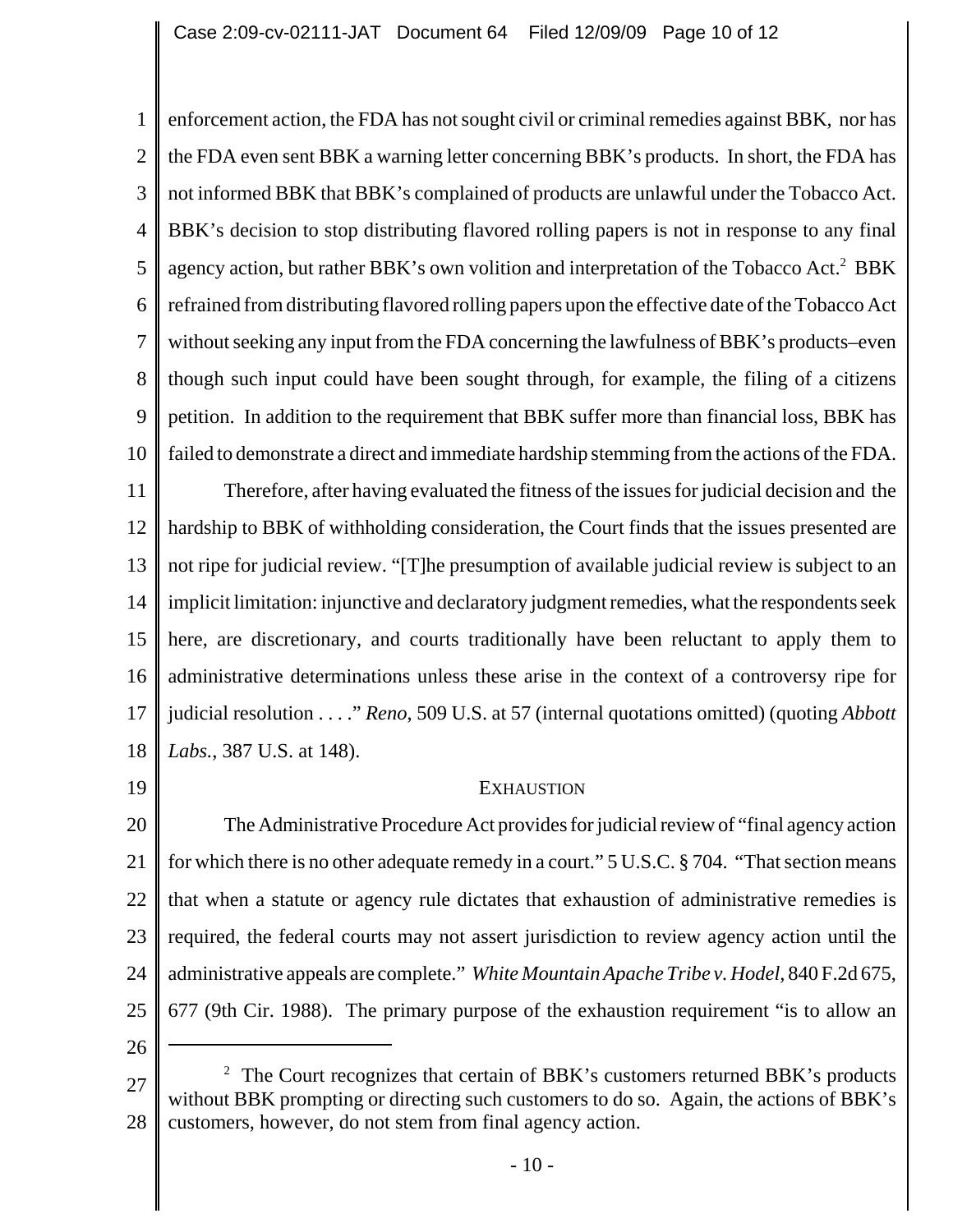enforcement action, the FDA has not sought civil or criminal remedies against BBK, nor has the FDA even sent BBK a warning letter concerning BBK's products. In short, the FDA has not informed BBK that BBK's complained of products are unlawful under the Tobacco Act. BBK's decision to stop distributing flavored rolling papers is not in response to any final agency action, but rather BBK's own volition and interpretation of the Tobacco Act.[2] BBK refrained from distributing flavored rolling papers upon the effective date of the Tobacco Act without seeking any input from the FDA concerning the lawfulness of BBK's products–even though such input could have been sought through, for example, the filing of a citizens petition. In addition to the requirement that BBK suffer more than financial loss, BBK has failed to demonstrate a direct and immediate hardship stemming from the actions of the FDA.

Therefore, after having evaluated the fitness of the issues for judicial decision and the hardship to BBK of withholding consideration, the Court finds that the issues presented are not ripe for judicial review. "[T]he presumption of available judicial review is subject to an implicit limitation: injunctive and declaratory judgment remedies, what the respondents seek here, are discretionary, and courts traditionally have been reluctant to apply them to administrative determinations unless these arise in the context of a controversy ripe for judicial resolution . . . ." *Reno*, 509 U.S. at 57 (internal quotations omitted) (quoting *Abbott Labs.*, 387 U.S. at 148).

## EXHAUSTION

The Administrative Procedure Act provides for judicial review of "final agency action for which there is no other adequate remedy in a court." 5 U.S.C. § 704. "That section means that when a statute or agency rule dictates that exhaustion of administrative remedies is required, the federal courts may not assert jurisdiction to review agency action until the administrative appeals are complete." *White Mountain Apache Tribe v. Hodel*, 840 F.2d 675, 677 (9th Cir. 1988). The primary purpose of the exhaustion requirement "is to allow an

---

[2] The Court recognizes that certain of BBK's customers returned BBK's products without BBK prompting or directing such customers to do so. Again, the actions of BBK's customers, however, do not stem from final agency action.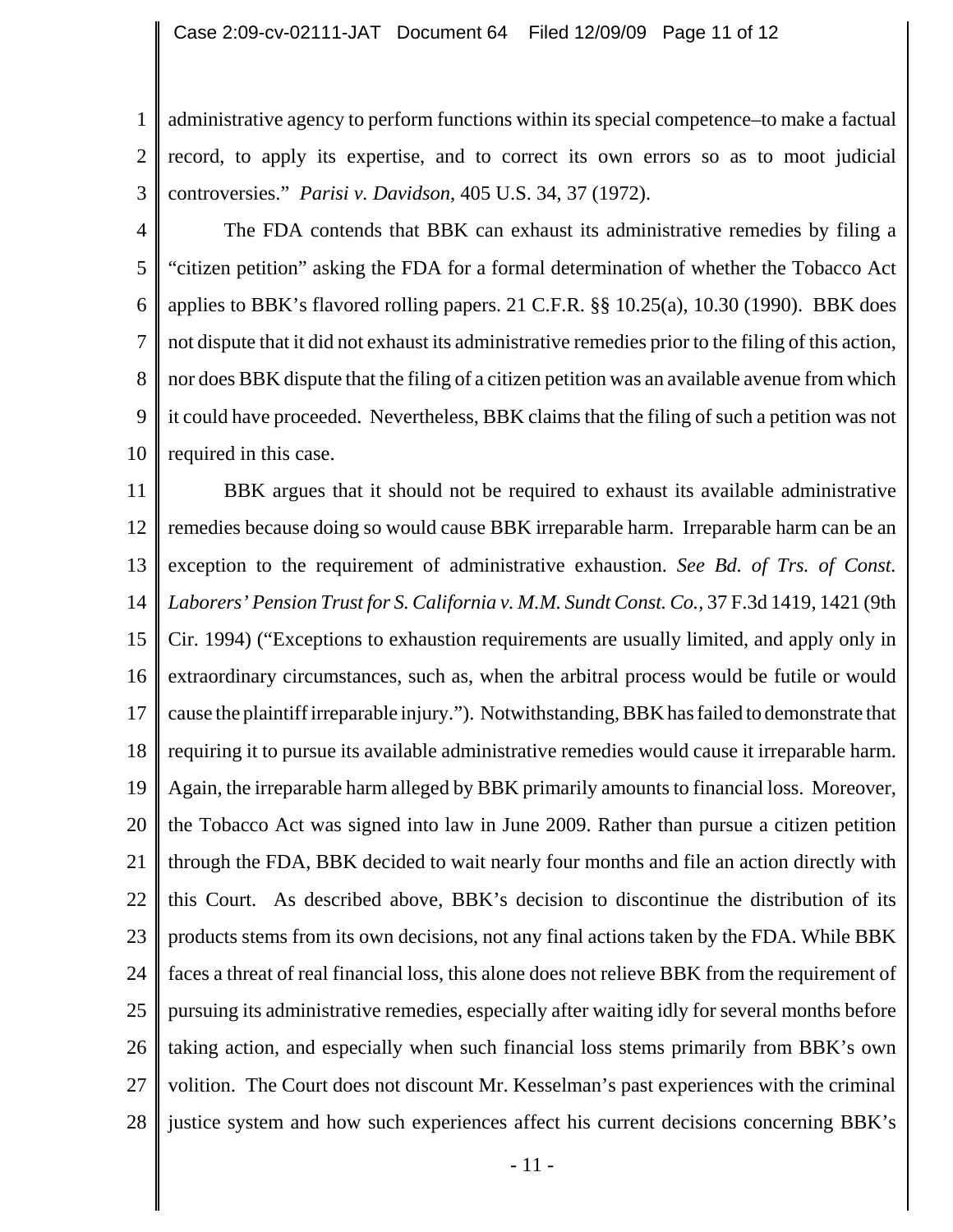administrative agency to perform functions within its special competence–to make a factual record, to apply its expertise, and to correct its own errors so as to moot judicial controversies." *Parisi v. Davidson*, 405 U.S. 34, 37 (1972).

The FDA contends that BBK can exhaust its administrative remedies by filing a "citizen petition" asking the FDA for a formal determination of whether the Tobacco Act applies to BBK's flavored rolling papers. 21 C.F.R. §§ 10.25(a), 10.30 (1990). BBK does not dispute that it did not exhaust its administrative remedies prior to the filing of this action, nor does BBK dispute that the filing of a citizen petition was an available avenue from which it could have proceeded. Nevertheless, BBK claims that the filing of such a petition was not required in this case.

BBK argues that it should not be required to exhaust its available administrative remedies because doing so would cause BBK irreparable harm. Irreparable harm can be an exception to the requirement of administrative exhaustion. *See Bd. of Trs. of Const. Laborers' Pension Trust for S. California v. M.M. Sundt Const. Co.*, 37 F.3d 1419, 1421 (9th Cir. 1994) ("Exceptions to exhaustion requirements are usually limited, and apply only in extraordinary circumstances, such as, when the arbitral process would be futile or would cause the plaintiff irreparable injury."). Notwithstanding, BBK has failed to demonstrate that requiring it to pursue its available administrative remedies would cause it irreparable harm. Again, the irreparable harm alleged by BBK primarily amounts to financial loss. Moreover, the Tobacco Act was signed into law in June 2009. Rather than pursue a citizen petition through the FDA, BBK decided to wait nearly four months and file an action directly with this Court. As described above, BBK's decision to discontinue the distribution of its products stems from its own decisions, not any final actions taken by the FDA. While BBK faces a threat of real financial loss, this alone does not relieve BBK from the requirement of pursuing its administrative remedies, especially after waiting idly for several months before taking action, and especially when such financial loss stems primarily from BBK's own volition. The Court does not discount Mr. Kesselman's past experiences with the criminal justice system and how such experiences affect his current decisions concerning BBK's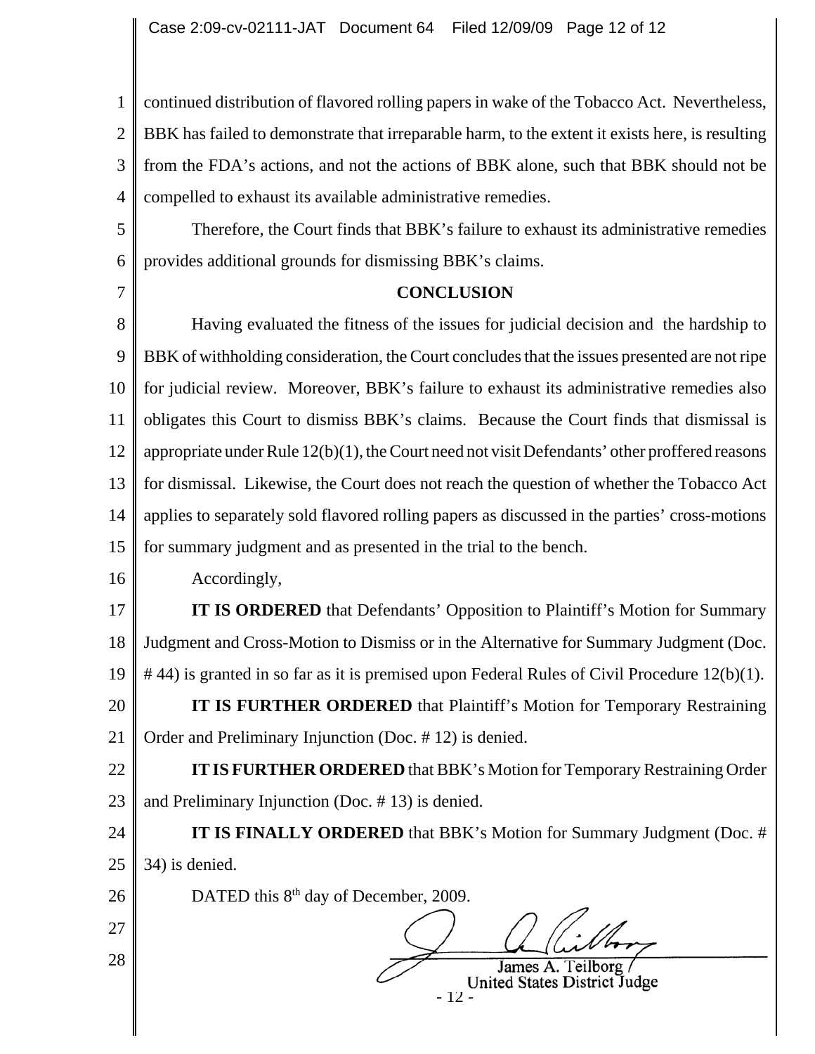continued distribution of flavored rolling papers in wake of the Tobacco Act. Nevertheless, BBK has failed to demonstrate that irreparable harm, to the extent it exists here, is resulting from the FDA's actions, and not the actions of BBK alone, such that BBK should not be compelled to exhaust its available administrative remedies.

Therefore, the Court finds that BBK's failure to exhaust its administrative remedies provides additional grounds for dismissing BBK's claims.

**CONCLUSION**

Having evaluated the fitness of the issues for judicial decision and the hardship to BBK of withholding consideration, the Court concludes that the issues presented are not ripe for judicial review. Moreover, BBK's failure to exhaust its administrative remedies also obligates this Court to dismiss BBK's claims. Because the Court finds that dismissal is appropriate under Rule 12(b)(1), the Court need not visit Defendants' other proffered reasons for dismissal. Likewise, the Court does not reach the question of whether the Tobacco Act applies to separately sold flavored rolling papers as discussed in the parties' cross-motions for summary judgment and as presented in the trial to the bench.

Accordingly,

**IT IS ORDERED** that Defendants' Opposition to Plaintiff's Motion for Summary Judgment and Cross-Motion to Dismiss or in the Alternative for Summary Judgment (Doc. # 44) is granted in so far as it is premised upon Federal Rules of Civil Procedure 12(b)(1).

**IT IS FURTHER ORDERED** that Plaintiff's Motion for Temporary Restraining Order and Preliminary Injunction (Doc. # 12) is denied.

**IT IS FURTHER ORDERED** that BBK's Motion for Temporary Restraining Order and Preliminary Injunction (Doc. # 13) is denied.

**IT IS FINALLY ORDERED** that BBK's Motion for Summary Judgment (Doc. # 34) is denied.

DATED this 8th day of December, 2009.

James A. Teilborg
United States District Judge